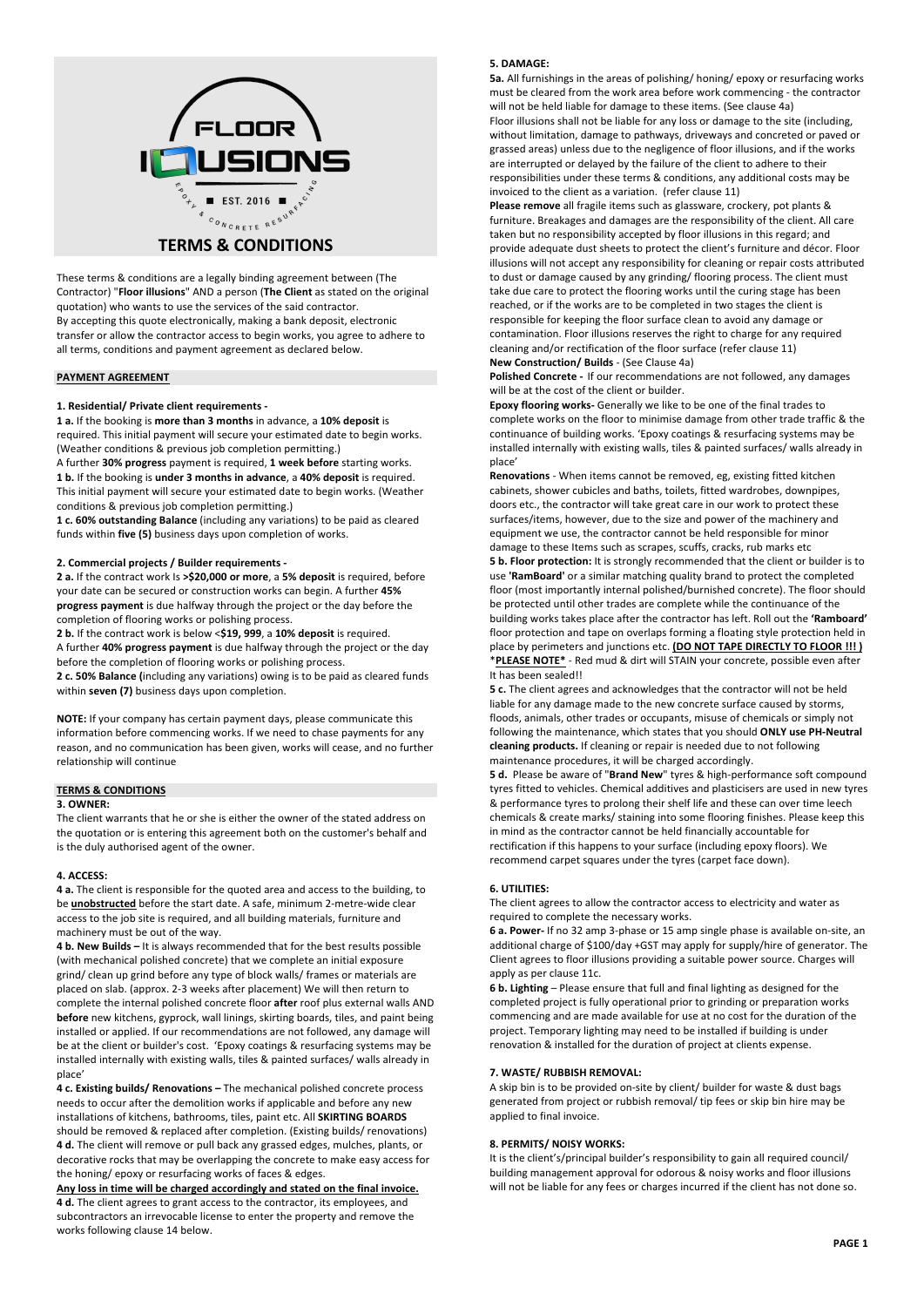# TERMS & CONDITIONS

These terms & conditions are a legally binding agreement between (The Contractor) "**Floor illusions**" AND a person (**The Client** as stated on the original quotation) who wants to use the services of the said contractor.
By accepting this quote electronically, making a bank deposit, electronic transfer or allow the contractor access to begin works, you agree to adhere to all terms, conditions and payment agreement as declared below.

## PAYMENT AGREEMENT

**1. Residential/ Private client requirements -**

**1 a.** If the booking is **more than 3 months** in advance, a **10% deposit** is required. This initial payment will secure your estimated date to begin works. (Weather conditions & previous job completion permitting.)
A further **30% progress** payment is required, **1 week before** starting works.
**1 b.** If the booking is **under 3 months in advance**, a **40% deposit** is required. This initial payment will secure your estimated date to begin works. (Weather conditions & previous job completion permitting.)
**1 c. 60% outstanding Balance** (including any variations) to be paid as cleared funds within **five (5)** business days upon completion of works.

**2. Commercial projects / Builder requirements -**

**2 a.** If the contract work Is **>$20,000 or more**, a **5% deposit** is required, before your date can be secured or construction works can begin. A further **45% progress payment** is due halfway through the project or the day before the completion of flooring works or polishing process.
**2 b.** If the contract work is below <**$19, 999**, a **10% deposit** is required.
A further **40% progress payment** is due halfway through the project or the day before the completion of flooring works or polishing process.
**2 c. 50% Balance (**including any variations) owing is to be paid as cleared funds within **seven (7)** business days upon completion.

**NOTE:** If your company has certain payment days, please communicate this information before commencing works. If we need to chase payments for any reason, and no communication has been given, works will cease, and no further relationship will continue

## TERMS & CONDITIONS

**3. OWNER:**

The client warrants that he or she is either the owner of the stated address on the quotation or is entering this agreement both on the customer's behalf and is the duly authorised agent of the owner.

**4. ACCESS:**

**4 a.** The client is responsible for the quoted area and access to the building, to be **unobstructed** before the start date. A safe, minimum 2-metre-wide clear access to the job site is required, and all building materials, furniture and machinery must be out of the way.
**4 b. New Builds –** It is always recommended that for the best results possible (with mechanical polished concrete) that we complete an initial exposure grind/ clean up grind before any type of block walls/ frames or materials are placed on slab. (approx. 2-3 weeks after placement) We will then return to complete the internal polished concrete floor **after** roof plus external walls AND **before** new kitchens, gyprock, wall linings, skirting boards, tiles, and paint being installed or applied. If our recommendations are not followed, any damage will be at the client or builder's cost. 'Epoxy coatings & resurfacing systems may be installed internally with existing walls, tiles & painted surfaces/ walls already in place'
**4 c. Existing builds/ Renovations –** The mechanical polished concrete process needs to occur after the demolition works if applicable and before any new installations of kitchens, bathrooms, tiles, paint etc. All **SKIRTING BOARDS** should be removed & replaced after completion. (Existing builds/ renovations)
**4 d.** The client will remove or pull back any grassed edges, mulches, plants, or decorative rocks that may be overlapping the concrete to make easy access for the honing/ epoxy or resurfacing works of faces & edges.
**Any loss in time will be charged accordingly and stated on the final invoice.**
**4 d.** The client agrees to grant access to the contractor, its employees, and subcontractors an irrevocable license to enter the property and remove the works following clause 14 below.

**5. DAMAGE:**

**5a.** All furnishings in the areas of polishing/ honing/ epoxy or resurfacing works must be cleared from the work area before work commencing - the contractor will not be held liable for damage to these items. (See clause 4a)
Floor illusions shall not be liable for any loss or damage to the site (including, without limitation, damage to pathways, driveways and concreted or paved or grassed areas) unless due to the negligence of floor illusions, and if the works are interrupted or delayed by the failure of the client to adhere to their responsibilities under these terms & conditions, any additional costs may be invoiced to the client as a variation. (refer clause 11)
**Please remove** all fragile items such as glassware, crockery, pot plants & furniture. Breakages and damages are the responsibility of the client. All care taken but no responsibility accepted by floor illusions in this regard; and provide adequate dust sheets to protect the client's furniture and décor. Floor illusions will not accept any responsibility for cleaning or repair costs attributed to dust or damage caused by any grinding/ flooring process. The client must take due care to protect the flooring works until the curing stage has been reached, or if the works are to be completed in two stages the client is responsible for keeping the floor surface clean to avoid any damage or contamination. Floor illusions reserves the right to charge for any required cleaning and/or rectification of the floor surface (refer clause 11)
**New Construction/ Builds** - (See Clause 4a)
**Polished Concrete -** If our recommendations are not followed, any damages will be at the cost of the client or builder.
**Epoxy flooring works-** Generally we like to be one of the final trades to complete works on the floor to minimise damage from other trade traffic & the continuance of building works. 'Epoxy coatings & resurfacing systems may be installed internally with existing walls, tiles & painted surfaces/ walls already in place'
**Renovations** - When items cannot be removed, eg, existing fitted kitchen cabinets, shower cubicles and baths, toilets, fitted wardrobes, downpipes, doors etc., the contractor will take great care in our work to protect these surfaces/items, however, due to the size and power of the machinery and equipment we use, the contractor cannot be held responsible for minor damage to these Items such as scrapes, scuffs, cracks, rub marks etc
**5 b. Floor protection:** It is strongly recommended that the client or builder is to use **'RamBoard'** or a similar matching quality brand to protect the completed floor (most importantly internal polished/burnished concrete). The floor should be protected until other trades are complete while the continuance of the building works takes place after the contractor has left. Roll out the **'Ramboard'** floor protection and tape on overlaps forming a floating style protection held in place by perimeters and junctions etc. **(DO NOT TAPE DIRECTLY TO FLOOR !!! )**
\***PLEASE NOTE\*** - Red mud & dirt will STAIN your concrete, possible even after It has been sealed!!
**5 c.** The client agrees and acknowledges that the contractor will not be held liable for any damage made to the new concrete surface caused by storms, floods, animals, other trades or occupants, misuse of chemicals or simply not following the maintenance, which states that you should **ONLY use PH-Neutral cleaning products.** If cleaning or repair is needed due to not following maintenance procedures, it will be charged accordingly.
**5 d.** Please be aware of "**Brand New**" tyres & high-performance soft compound tyres fitted to vehicles. Chemical additives and plasticisers are used in new tyres & performance tyres to prolong their shelf life and these can over time leech chemicals & create marks/ staining into some flooring finishes. Please keep this in mind as the contractor cannot be held financially accountable for rectification if this happens to your surface (including epoxy floors). We recommend carpet squares under the tyres (carpet face down).

**6. UTILITIES:**

The client agrees to allow the contractor access to electricity and water as required to complete the necessary works.
**6 a. Power-** If no 32 amp 3-phase or 15 amp single phase is available on-site, an additional charge of $100/day +GST may apply for supply/hire of generator. The Client agrees to floor illusions providing a suitable power source. Charges will apply as per clause 11c.
**6 b. Lighting** – Please ensure that full and final lighting as designed for the completed project is fully operational prior to grinding or preparation works commencing and are made available for use at no cost for the duration of the project. Temporary lighting may need to be installed if building is under renovation & installed for the duration of project at clients expense.

**7. WASTE/ RUBBISH REMOVAL:**

A skip bin is to be provided on-site by client/ builder for waste & dust bags generated from project or rubbish removal/ tip fees or skip bin hire may be applied to final invoice.

**8. PERMITS/ NOISY WORKS:**

It is the client's/principal builder's responsibility to gain all required council/ building management approval for odorous & noisy works and floor illusions will not be liable for any fees or charges incurred if the client has not done so.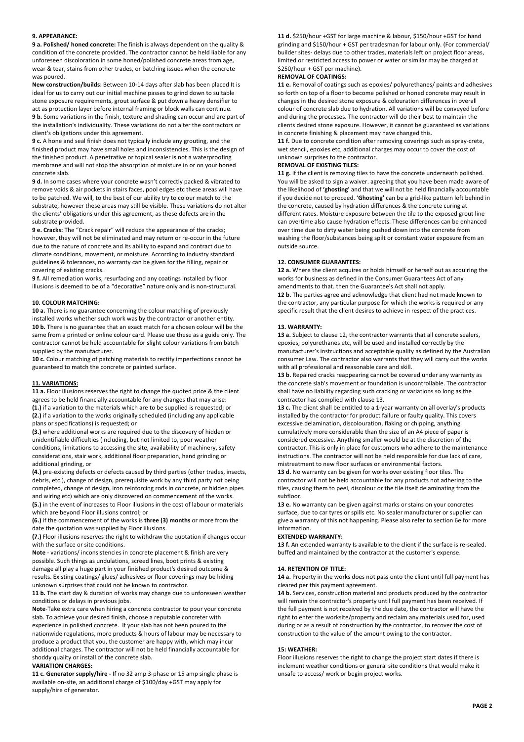**9. APPEARANCE:**

**9 a. Polished/ honed concrete:** The finish is always dependent on the quality & condition of the concrete provided. The contractor cannot be held liable for any unforeseen discoloration in some honed/polished concrete areas from age, wear & tear, stains from other trades, or batching issues when the concrete was poured.

**New construction/builds**: Between 10-14 days after slab has been placed It is ideal for us to carry out our initial machine passes to grind down to suitable stone exposure requirements, grout surface & put down a heavy densifier to act as protection layer before internal framing or block walls can continue.

**9 b.** Some variations in the finish, texture and shading can occur and are part of the installation's individuality. These variations do not alter the contractors or client's obligations under this agreement.

**9 c.** A hone and seal finish does not typically include any grouting, and the finished product may have small holes and inconsistencies. This is the design of the finished product. A penetrative or topical sealer is not a waterproofing membrane and will not stop the absorption of moisture in or on your honed concrete slab.

**9 d.** In some cases where your concrete wasn't correctly packed & vibrated to remove voids & air pockets in stairs faces, pool edges etc these areas will have to be patched. We will, to the best of our ability try to colour match to the substrate, however these areas may still be visible. These variations do not alter the clients' obligations under this agreement, as these defects are in the substrate provided.

**9 e. Cracks:** The "Crack repair" will reduce the appearance of the cracks; however, they will not be eliminated and may return or re-occur in the future due to the nature of concrete and Its ability to expand and contract due to climate conditions, movement, or moisture. According to industry standard guidelines & tolerances, no warranty can be given for the filling, repair or covering of existing cracks.

**9 f.** All remediation works, resurfacing and any coatings installed by floor illusions is deemed to be of a "decorative" nature only and is non-structural.

**10. COLOUR MATCHING:**

**10 a.** There is no guarantee concerning the colour matching of previously installed works whether such work was by the contractor or another entity.

**10 b.** There is no guarantee that an exact match for a chosen colour will be the same from a printed or online colour card. Please use these as a guide only. The contractor cannot be held accountable for slight colour variations from batch supplied by the manufacturer.

**10 c.** Colour matching of patching materials to rectify imperfections cannot be guaranteed to match the concrete or painted surface.

**11. VARIATIONS:**

**11 a.** Floor illusions reserves the right to change the quoted price & the client agrees to be held financially accountable for any changes that may arise:

**(1.)** if a variation to the materials which are to be supplied is requested; or

**(2.)** if a variation to the works originally scheduled (including any applicable plans or specifications) is requested; or

**(3.)** where additional works are required due to the discovery of hidden or unidentifiable difficulties (including, but not limited to, poor weather conditions, limitations to accessing the site, availability of machinery, safety considerations, stair work, additional floor preparation, hand grinding or additional grinding, or

**(4.)** pre-existing defects or defects caused by third parties (other trades, insects, debris, etc.), change of design, prerequisite work by any third party not being completed, change of design, iron reinforcing rods in concrete, or hidden pipes and wiring etc) which are only discovered on commencement of the works.

**(5.)** in the event of increases to Floor illusions in the cost of labour or materials which are beyond Floor illusions control; or

**(6.)** if the commencement of the works is **three (3) months** or more from the date the quotation was supplied by Floor illusions.

**(7.)** Floor illusions reserves the right to withdraw the quotation if changes occur with the surface or site conditions.

**Note** - variations/ inconsistencies in concrete placement & finish are very possible. Such things as undulations, screed lines, boot prints & existing damage all play a huge part in your finished product's desired outcome & results. Existing coatings/ glues/ adhesives or floor coverings may be hiding unknown surprises that could not be known to contractor.

**11 b.** The start day & duration of works may change due to unforeseen weather conditions or delays in previous jobs.

**Note**-Take extra care when hiring a concrete contractor to pour your concrete slab. To achieve your desired finish, choose a reputable concreter with experience in polished concrete. If your slab has not been poured to the nationwide regulations, more products & hours of labour may be necessary to produce a product that you, the customer are happy with, which may incur additional charges. The contractor will not be held financially accountable for shoddy quality or install of the concrete slab.

**VARIATION CHARGES:**

**11 c. Generator supply/hire -** If no 32 amp 3-phase or 15 amp single phase is available on-site, an additional charge of $100/day +GST may apply for supply/hire of generator.

**11 d.** $250/hour +GST for large machine & labour, $150/hour +GST for hand grinding and $150/hour + GST per tradesman for labour only. (For commercial/ builder sites- delays due to other trades, materials left on project floor areas, limited or restricted access to power or water or similar may be charged at $250/hour + GST per machine).

**REMOVAL OF COATINGS:**

**11 e.** Removal of coatings such as epoxies/ polyurethanes/ paints and adhesives so forth on top of a floor to become polished or honed concrete may result in changes in the desired stone exposure & colouration differences in overall colour of concrete slab due to hydration. All variations will be conveyed before and during the processes. The contractor will do their best to maintain the clients desired stone exposure. However, it cannot be guaranteed as variations in concrete finishing & placement may have changed this.

**11 f.** Due to concrete condition after removing coverings such as spray-crete, wet stencil, epoxies etc, additional charges may occur to cover the cost of unknown surprises to the contractor.

**REMOVAL OF EXISTING TILES:**

**11 g.** If the client is removing tiles to have the concrete underneath polished. You will be asked to sign a waiver. agreeing that you have been made aware of the likelihood of **'ghosting'** and that we will not be held financially accountable if you decide not to proceed. '**Ghosting'** can be a grid-like pattern left behind in the concrete, caused by hydration differences & the concrete curing at different rates. Moisture exposure between the tile to the exposed grout line can overtime also cause hydration effects. These differences can be enhanced over time due to dirty water being pushed down into the concrete from washing the floor/substances being spilt or constant water exposure from an outside source.

**12. CONSUMER GUARANTEES:**

**12 a.** Where the client acquires or holds himself or herself out as acquiring the works for business as defined in the Consumer Guarantees Act of any amendments to that. then the Guarantee's Act shall not apply.

**12 b.** The parties agree and acknowledge that client had not made known to the contractor, any particular purpose for which the works is required or any specific result that the client desires to achieve in respect of the practices.

**13. WARRANTY:**

**13 a.** Subject to clause 12, the contractor warrants that all concrete sealers, epoxies, polyurethanes etc, will be used and installed correctly by the manufacturer's instructions and acceptable quality as defined by the Australian consumer Law. The contractor also warrants that they will carry out the works with all professional and reasonable care and skill.

**13 b.** Repaired cracks reappearing cannot be covered under any warranty as the concrete slab's movement or foundation is uncontrollable. The contractor shall have no liability regarding such cracking or variations so long as the contractor has complied with clause 13.

**13 c.** The client shall be entitled to a 1-year warranty on all overlay's products installed by the contractor for product failure or faulty quality. This covers excessive delamination, discolouration, flaking or chipping, anything cumulatively more considerable than the size of an A4 piece of paper is considered excessive. Anything smaller would be at the discretion of the contractor. This is only in place for customers who adhere to the maintenance instructions. The contractor will not be held responsible for due lack of care, mistreatment to new floor surfaces or environmental factors.

**13 d.** No warranty can be given for works over existing floor tiles. The contractor will not be held accountable for any products not adhering to the tiles, causing them to peel, discolour or the tile itself delaminating from the subfloor.

**13 e.** No warranty can be given against marks or stains on your concretes surface, due to car tyres or spills etc. No sealer manufacturer or supplier can give a warranty of this not happening. Please also refer to section 6e for more information.

**EXTENDED WARRANTY:**

**13 f.** An extended warranty Is available to the client if the surface is re-sealed. buffed and maintained by the contractor at the customer's expense.

**14. RETENTION OF TITLE:**

**14 a.** Property in the works does not pass onto the client until full payment has cleared per this payment agreement.

**14 b.** Services, construction material and products produced by the contractor will remain the contractor's property until full payment has been received. If the full payment is not received by the due date, the contractor will have the right to enter the worksite/property and reclaim any materials used for, used during or as a result of construction by the contractor, to recover the cost of construction to the value of the amount owing to the contractor.

**15: WEATHER:**

Floor illusions reserves the right to change the project start dates if there is inclement weather conditions or general site conditions that would make it unsafe to access/ work or begin project works.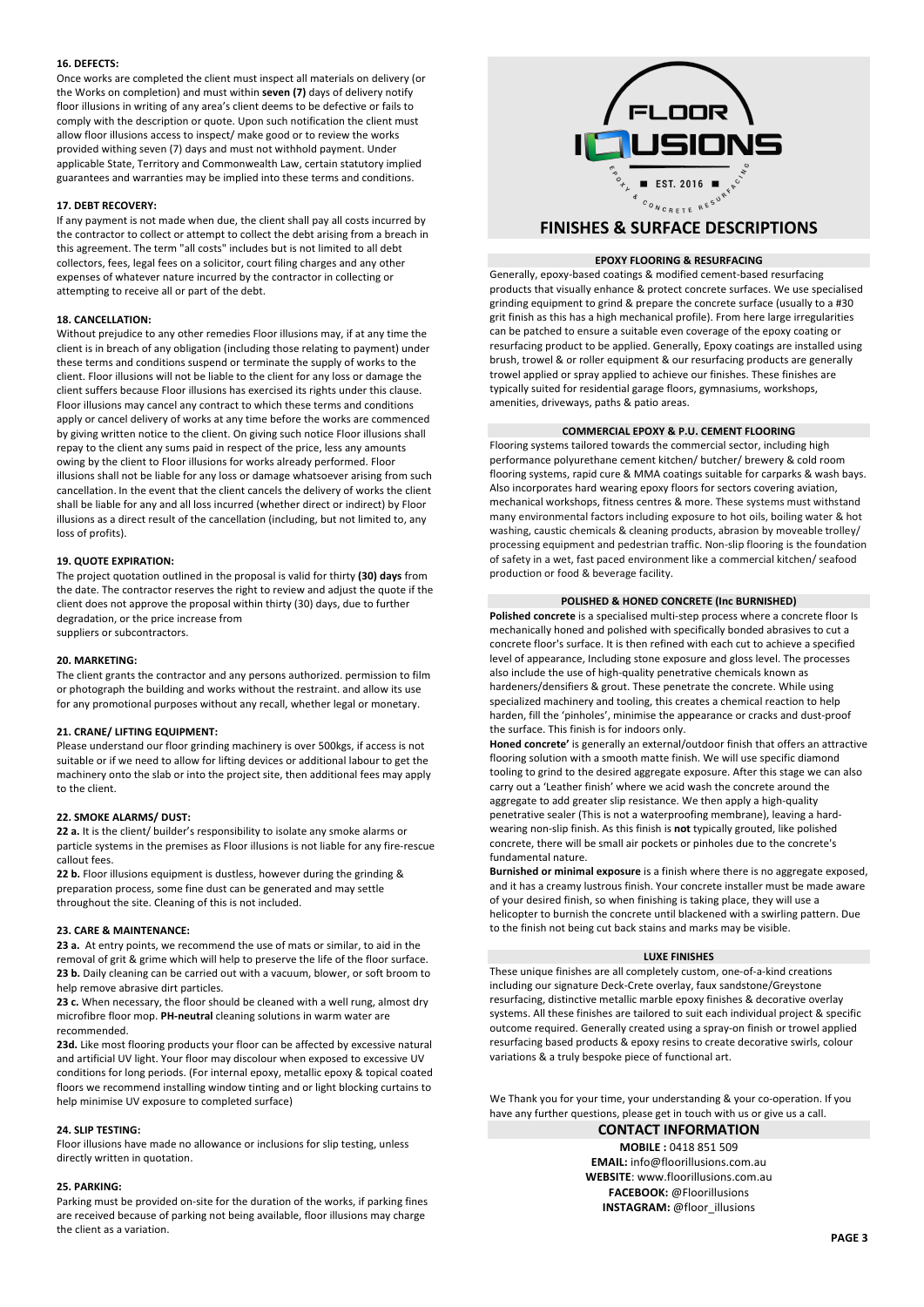### 16. DEFECTS:

Once works are completed the client must inspect all materials on delivery (or the Works on completion) and must within **seven (7)** days of delivery notify floor illusions in writing of any area's client deems to be defective or fails to comply with the description or quote. Upon such notification the client must allow floor illusions access to inspect/ make good or to review the works provided withing seven (7) days and must not withhold payment. Under applicable State, Territory and Commonwealth Law, certain statutory implied guarantees and warranties may be implied into these terms and conditions.

### 17. DEBT RECOVERY:

If any payment is not made when due, the client shall pay all costs incurred by the contractor to collect or attempt to collect the debt arising from a breach in this agreement. The term "all costs" includes but is not limited to all debt collectors, fees, legal fees on a solicitor, court filing charges and any other expenses of whatever nature incurred by the contractor in collecting or attempting to receive all or part of the debt.

### 18. CANCELLATION:

Without prejudice to any other remedies Floor illusions may, if at any time the client is in breach of any obligation (including those relating to payment) under these terms and conditions suspend or terminate the supply of works to the client. Floor illusions will not be liable to the client for any loss or damage the client suffers because Floor illusions has exercised its rights under this clause. Floor illusions may cancel any contract to which these terms and conditions apply or cancel delivery of works at any time before the works are commenced by giving written notice to the client. On giving such notice Floor illusions shall repay to the client any sums paid in respect of the price, less any amounts owing by the client to Floor illusions for works already performed. Floor illusions shall not be liable for any loss or damage whatsoever arising from such cancellation. In the event that the client cancels the delivery of works the client shall be liable for any and all loss incurred (whether direct or indirect) by Floor illusions as a direct result of the cancellation (including, but not limited to, any loss of profits).

### 19. QUOTE EXPIRATION:

The project quotation outlined in the proposal is valid for thirty **(30) days** from the date. The contractor reserves the right to review and adjust the quote if the client does not approve the proposal within thirty (30) days, due to further degradation, or the price increase from
suppliers or subcontractors.

### 20. MARKETING:

The client grants the contractor and any persons authorized. permission to film or photograph the building and works without the restraint. and allow its use for any promotional purposes without any recall, whether legal or monetary.

### 21. CRANE/ LIFTING EQUIPMENT:

Please understand our floor grinding machinery is over 500kgs, if access is not suitable or if we need to allow for lifting devices or additional labour to get the machinery onto the slab or into the project site, then additional fees may apply to the client.

### 22. SMOKE ALARMS/ DUST:

**22 a.** It is the client/ builder's responsibility to isolate any smoke alarms or particle systems in the premises as Floor illusions is not liable for any fire-rescue callout fees.

**22 b.** Floor illusions equipment is dustless, however during the grinding & preparation process, some fine dust can be generated and may settle throughout the site. Cleaning of this is not included.

### 23. CARE & MAINTENANCE:

**23 a.** At entry points, we recommend the use of mats or similar, to aid in the removal of grit & grime which will help to preserve the life of the floor surface.
**23 b.** Daily cleaning can be carried out with a vacuum, blower, or soft broom to help remove abrasive dirt particles.

**23 c.** When necessary, the floor should be cleaned with a well rung, almost dry microfibre floor mop. **PH-neutral** cleaning solutions in warm water are recommended.

**23d.** Like most flooring products your floor can be affected by excessive natural and artificial UV light. Your floor may discolour when exposed to excessive UV conditions for long periods. (For internal epoxy, metallic epoxy & topical coated floors we recommend installing window tinting and or light blocking curtains to help minimise UV exposure to completed surface)

### 24. SLIP TESTING:

Floor illusions have made no allowance or inclusions for slip testing, unless directly written in quotation.

### 25. PARKING:

Parking must be provided on-site for the duration of the works, if parking fines are received because of parking not being available, floor illusions may charge the client as a variation.

FLOOR ILLUSIONS
EPOXY & CONCRETE RESURFACING
EST. 2016

## FINISHES & SURFACE DESCRIPTIONS

### EPOXY FLOORING & RESURFACING

Generally, epoxy-based coatings & modified cement-based resurfacing products that visually enhance & protect concrete surfaces. We use specialised grinding equipment to grind & prepare the concrete surface (usually to a #30 grit finish as this has a high mechanical profile). From here large irregularities can be patched to ensure a suitable even coverage of the epoxy coating or resurfacing product to be applied. Generally, Epoxy coatings are installed using brush, trowel & or roller equipment & our resurfacing products are generally trowel applied or spray applied to achieve our finishes. These finishes are typically suited for residential garage floors, gymnasiums, workshops, amenities, driveways, paths & patio areas.

### COMMERCIAL EPOXY & P.U. CEMENT FLOORING

Flooring systems tailored towards the commercial sector, including high performance polyurethane cement kitchen/ butcher/ brewery & cold room flooring systems, rapid cure & MMA coatings suitable for carparks & wash bays. Also incorporates hard wearing epoxy floors for sectors covering aviation, mechanical workshops, fitness centres & more. These systems must withstand many environmental factors including exposure to hot oils, boiling water & hot washing, caustic chemicals & cleaning products, abrasion by moveable trolley/ processing equipment and pedestrian traffic. Non-slip flooring is the foundation of safety in a wet, fast paced environment like a commercial kitchen/ seafood production or food & beverage facility.

### POLISHED & HONED CONCRETE (Inc BURNISHED)

**Polished concrete** is a specialised multi-step process where a concrete floor Is mechanically honed and polished with specifically bonded abrasives to cut a concrete floor's surface. It is then refined with each cut to achieve a specified level of appearance, Including stone exposure and gloss level. The processes also include the use of high-quality penetrative chemicals known as hardeners/densifiers & grout. These penetrate the concrete. While using specialized machinery and tooling, this creates a chemical reaction to help harden, fill the 'pinholes', minimise the appearance or cracks and dust-proof the surface. This finish is for indoors only.

**Honed concrete'** is generally an external/outdoor finish that offers an attractive flooring solution with a smooth matte finish. We will use specific diamond tooling to grind to the desired aggregate exposure. After this stage we can also carry out a 'Leather finish' where we acid wash the concrete around the aggregate to add greater slip resistance. We then apply a high-quality penetrative sealer (This is not a waterproofing membrane), leaving a hard-wearing non-slip finish. As this finish is **not** typically grouted, like polished concrete, there will be small air pockets or pinholes due to the concrete's fundamental nature.

**Burnished or minimal exposure** is a finish where there is no aggregate exposed, and it has a creamy lustrous finish. Your concrete installer must be made aware of your desired finish, so when finishing is taking place, they will use a helicopter to burnish the concrete until blackened with a swirling pattern. Due to the finish not being cut back stains and marks may be visible.

### LUXE FINISHES

These unique finishes are all completely custom, one-of-a-kind creations including our signature Deck-Crete overlay, faux sandstone/Greystone resurfacing, distinctive metallic marble epoxy finishes & decorative overlay systems. All these finishes are tailored to suit each individual project & specific outcome required. Generally created using a spray-on finish or trowel applied resurfacing based products & epoxy resins to create decorative swirls, colour variations & a truly bespoke piece of functional art.

We Thank you for your time, your understanding & your co-operation. If you have any further questions, please get in touch with us or give us a call.

## CONTACT INFORMATION

**MOBILE :** 0418 851 509
**EMAIL:** info@floorillusions.com.au
**WEBSITE**: www.floorillusions.com.au
**FACEBOOK:** @Floorillusions
**INSTAGRAM:** @floor_illusions